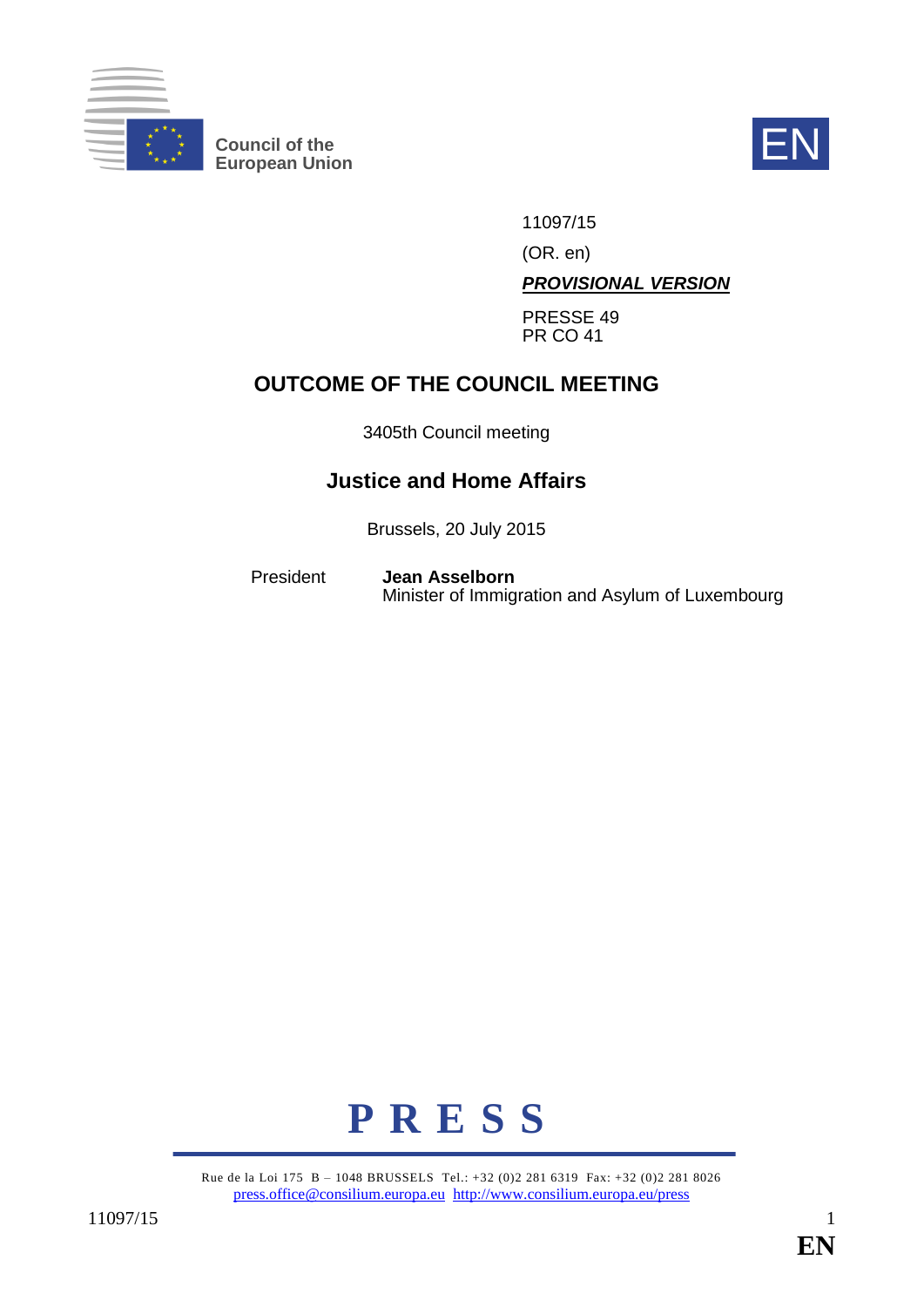Council of the European Union

EN

11097/15

(OR. en)

***PROVISIONAL VERSION***

PRESSE 49
PR CO 41

# OUTCOME OF THE COUNCIL MEETING

3405th Council meeting

## Justice and Home Affairs

Brussels, 20 July 2015

President **Jean Asselborn**
Minister of Immigration and Asylum of Luxembourg

**P R E S S**

Rue de la Loi 175 B – 1048 BRUSSELS Tel.: +32 (0)2 281 6319 Fax: +32 (0)2 281 8026
press.office@consilium.europa.eu http://www.consilium.europa.eu/press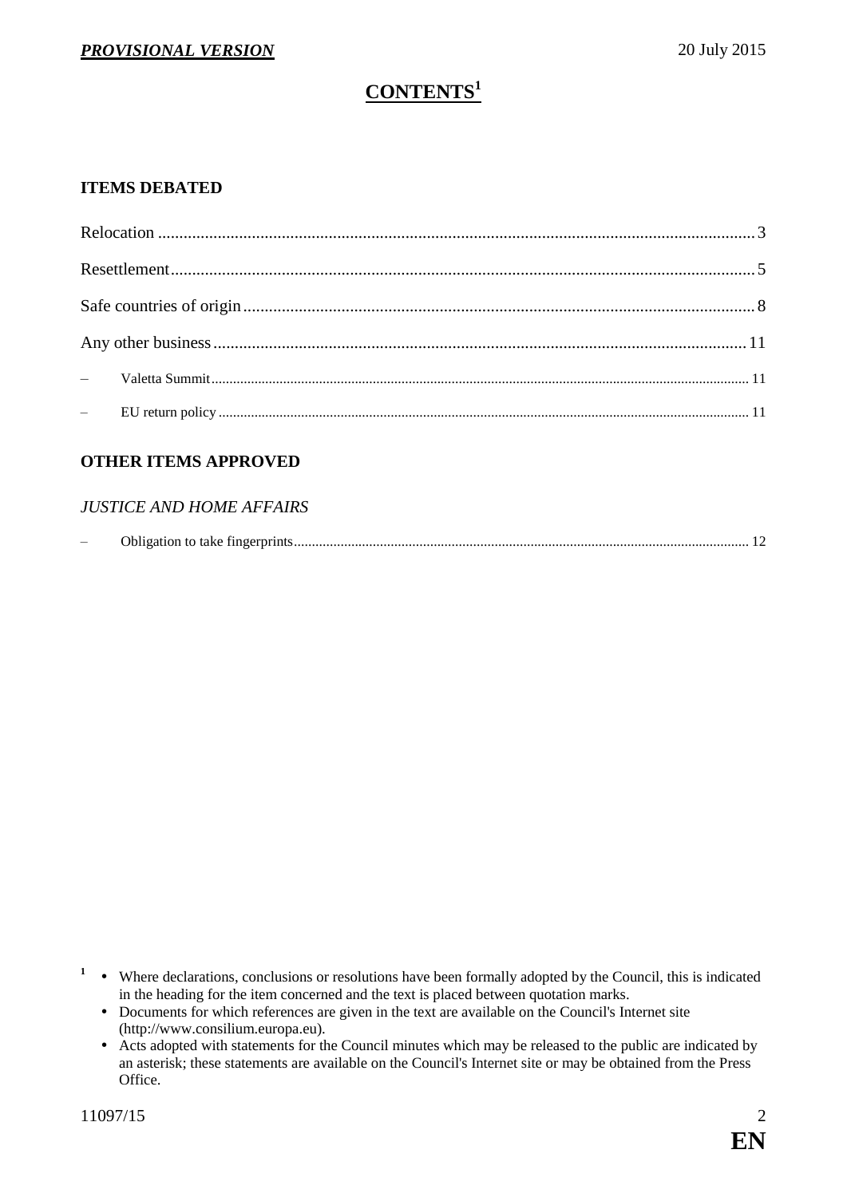# CONTENTS[1]

## ITEMS DEBATED

Relocation ........................................................................................................................................ 3

Resettlement...................................................................................................................................... 5

Safe countries of origin...................................................................................................................... 8

Any other business........................................................................................................................... 11

– Valetta Summit........................................................................................................................... 11

– EU return policy.......................................................................................................................... 11

## OTHER ITEMS APPROVED

*JUSTICE AND HOME AFFAIRS*

– Obligation to take fingerprints......................................................................................................... 12

---

[1]
- Where declarations, conclusions or resolutions have been formally adopted by the Council, this is indicated in the heading for the item concerned and the text is placed between quotation marks.
- Documents for which references are given in the text are available on the Council's Internet site (http://www.consilium.europa.eu).
- Acts adopted with statements for the Council minutes which may be released to the public are indicated by an asterisk; these statements are available on the Council's Internet site or may be obtained from the Press Office.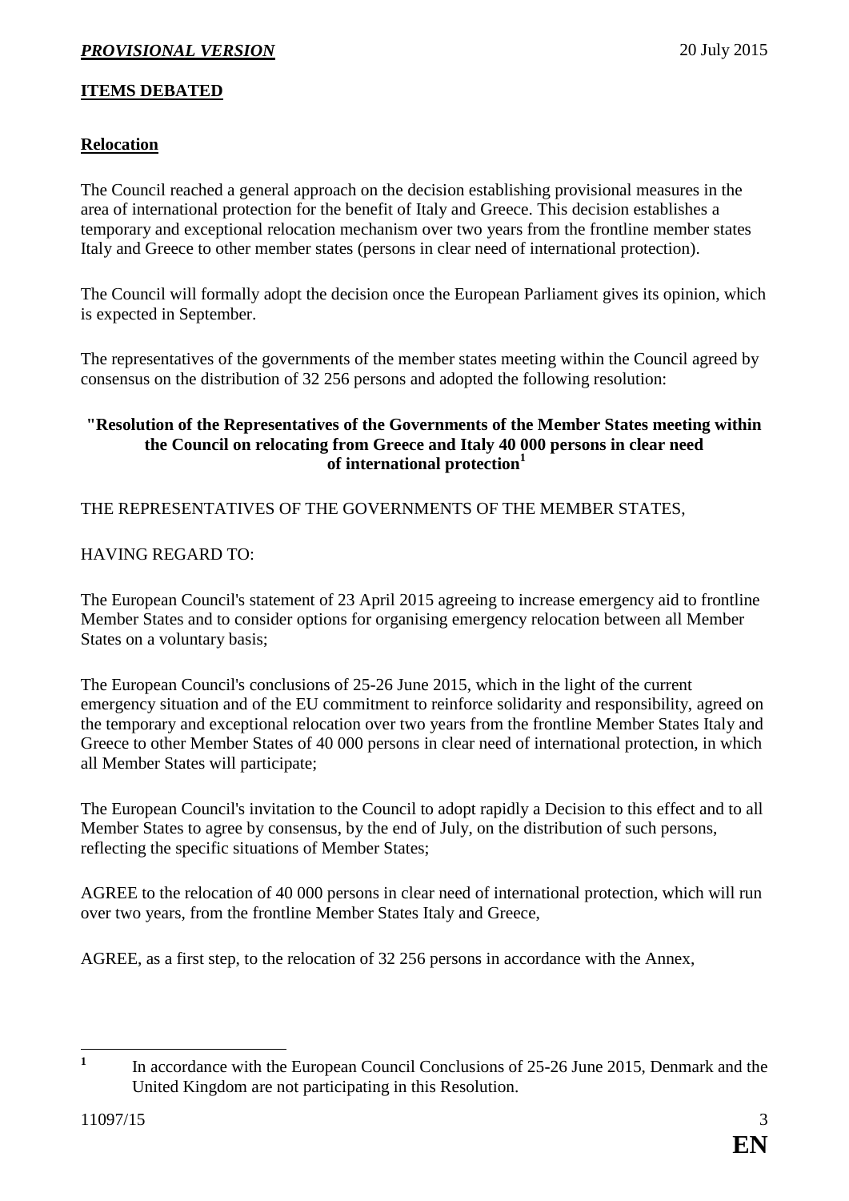## ITEMS DEBATED

### Relocation

The Council reached a general approach on the decision establishing provisional measures in the area of international protection for the benefit of Italy and Greece. This decision establishes a temporary and exceptional relocation mechanism over two years from the frontline member states Italy and Greece to other member states (persons in clear need of international protection).

The Council will formally adopt the decision once the European Parliament gives its opinion, which is expected in September.

The representatives of the governments of the member states meeting within the Council agreed by consensus on the distribution of 32 256 persons and adopted the following resolution:

**"Resolution of the Representatives of the Governments of the Member States meeting within the Council on relocating from Greece and Italy 40 000 persons in clear need of international protection[1]**

THE REPRESENTATIVES OF THE GOVERNMENTS OF THE MEMBER STATES,

HAVING REGARD TO:

The European Council's statement of 23 April 2015 agreeing to increase emergency aid to frontline Member States and to consider options for organising emergency relocation between all Member States on a voluntary basis;

The European Council's conclusions of 25-26 June 2015, which in the light of the current emergency situation and of the EU commitment to reinforce solidarity and responsibility, agreed on the temporary and exceptional relocation over two years from the frontline Member States Italy and Greece to other Member States of 40 000 persons in clear need of international protection, in which all Member States will participate;

The European Council's invitation to the Council to adopt rapidly a Decision to this effect and to all Member States to agree by consensus, by the end of July, on the distribution of such persons, reflecting the specific situations of Member States;

AGREE to the relocation of 40 000 persons in clear need of international protection, which will run over two years, from the frontline Member States Italy and Greece,

AGREE, as a first step, to the relocation of 32 256 persons in accordance with the Annex,

---

[1] In accordance with the European Council Conclusions of 25-26 June 2015, Denmark and the United Kingdom are not participating in this Resolution.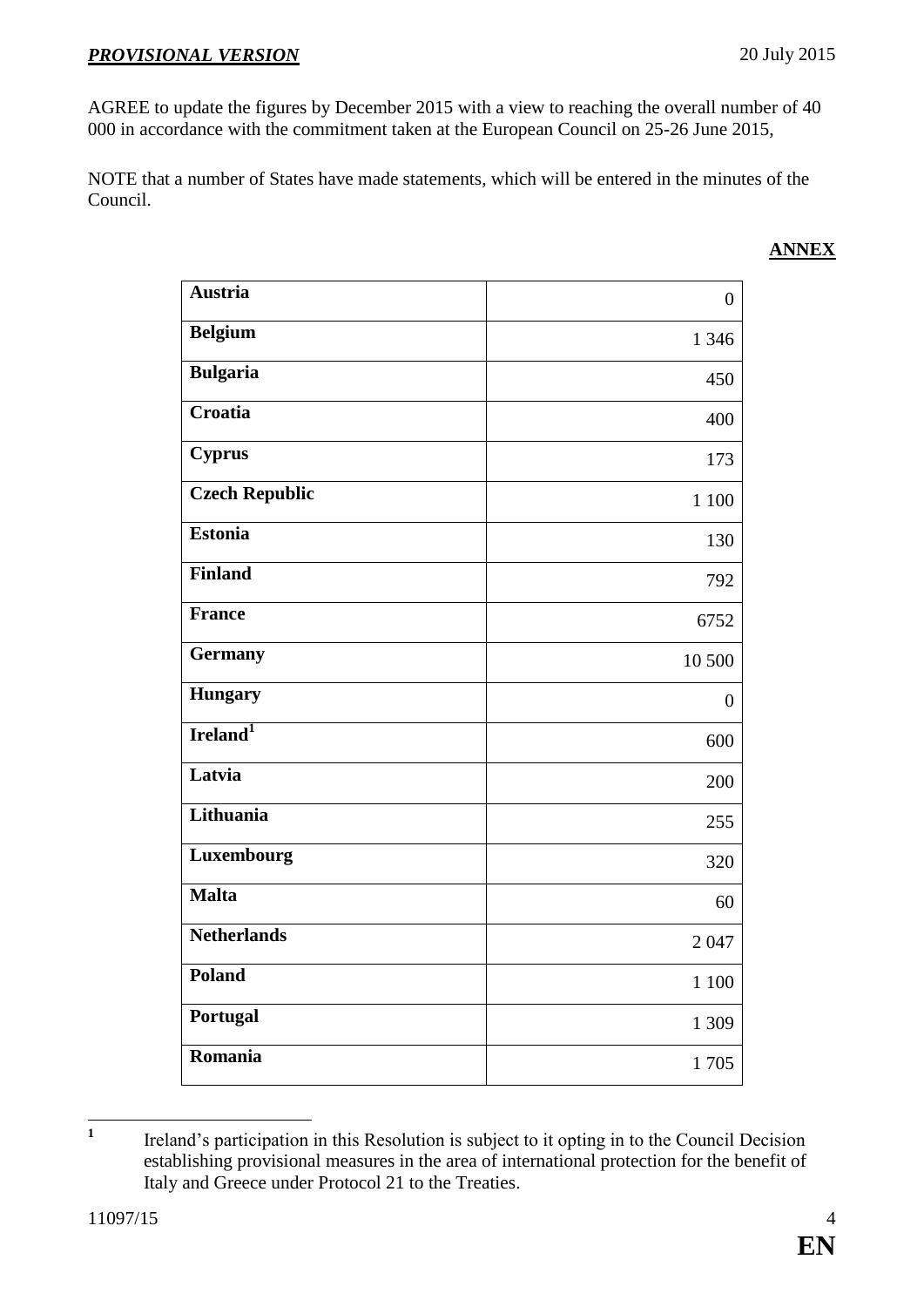AGREE to update the figures by December 2015 with a view to reaching the overall number of 40 000 in accordance with the commitment taken at the European Council on 25-26 June 2015,

NOTE that a number of States have made statements, which will be entered in the minutes of the Council.

**ANNEX**

| | |
|---|---|
| **Austria** | 0 |
| **Belgium** | 1 346 |
| **Bulgaria** | 450 |
| **Croatia** | 400 |
| **Cyprus** | 173 |
| **Czech Republic** | 1 100 |
| **Estonia** | 130 |
| **Finland** | 792 |
| **France** | 6752 |
| **Germany** | 10 500 |
| **Hungary** | 0 |
| **Ireland**[1] | 600 |
| **Latvia** | 200 |
| **Lithuania** | 255 |
| **Luxembourg** | 320 |
| **Malta** | 60 |
| **Netherlands** | 2 047 |
| **Poland** | 1 100 |
| **Portugal** | 1 309 |
| **Romania** | 1 705 |

[1] Ireland's participation in this Resolution is subject to it opting in to the Council Decision establishing provisional measures in the area of international protection for the benefit of Italy and Greece under Protocol 21 to the Treaties.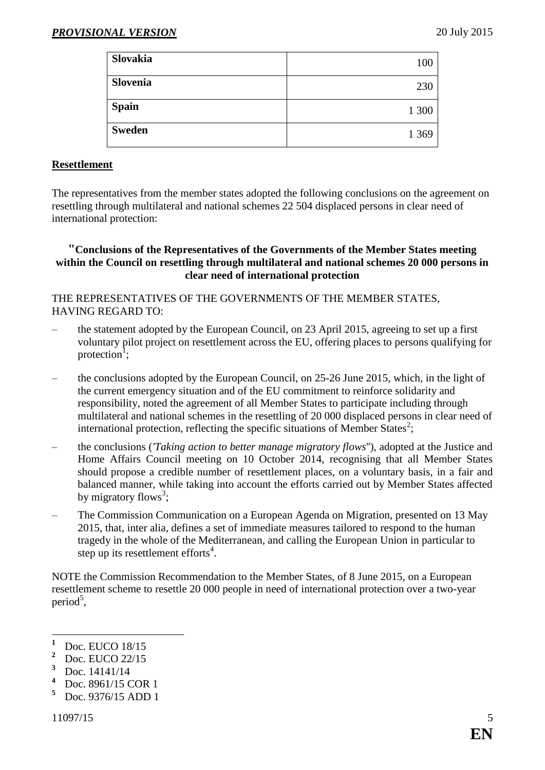| Slovakia | 100 |
|---|---|
| Slovenia | 230 |
| Spain | 1 300 |
| Sweden | 1 369 |

**Resettlement**

The representatives from the member states adopted the following conclusions on the agreement on resettling through multilateral and national schemes 22 504 displaced persons in clear need of international protection:

**"Conclusions of the Representatives of the Governments of the Member States meeting within the Council on resettling through multilateral and national schemes 20 000 persons in clear need of international protection**

THE REPRESENTATIVES OF THE GOVERNMENTS OF THE MEMBER STATES, HAVING REGARD TO:

– the statement adopted by the European Council, on 23 April 2015, agreeing to set up a first voluntary pilot project on resettlement across the EU, offering places to persons qualifying for protection[1];

– the conclusions adopted by the European Council, on 25-26 June 2015, which, in the light of the current emergency situation and of the EU commitment to reinforce solidarity and responsibility, noted the agreement of all Member States to participate including through multilateral and national schemes in the resettling of 20 000 displaced persons in clear need of international protection, reflecting the specific situations of Member States[2];

– the conclusions (*'Taking action to better manage migratory flows*''), adopted at the Justice and Home Affairs Council meeting on 10 October 2014, recognising that all Member States should propose a credible number of resettlement places, on a voluntary basis, in a fair and balanced manner, while taking into account the efforts carried out by Member States affected by migratory flows[3];

– The Commission Communication on a European Agenda on Migration, presented on 13 May 2015, that, inter alia, defines a set of immediate measures tailored to respond to the human tragedy in the whole of the Mediterranean, and calling the European Union in particular to step up its resettlement efforts[4].

NOTE the Commission Recommendation to the Member States, of 8 June 2015, on a European resettlement scheme to resettle 20 000 people in need of international protection over a two-year period[5],

[1] Doc. EUCO 18/15
[2] Doc. EUCO 22/15
[3] Doc. 14141/14
[4] Doc. 8961/15 COR 1
[5] Doc. 9376/15 ADD 1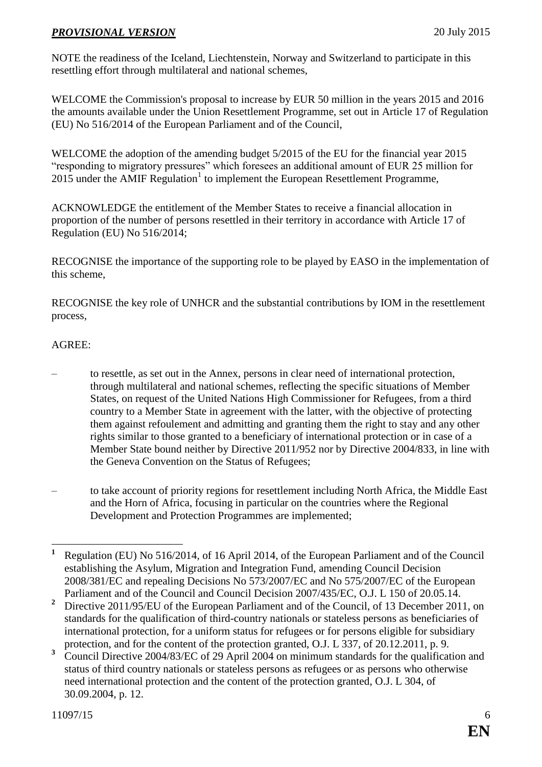NOTE the readiness of the Iceland, Liechtenstein, Norway and Switzerland to participate in this resettling effort through multilateral and national schemes,

WELCOME the Commission's proposal to increase by EUR 50 million in the years 2015 and 2016 the amounts available under the Union Resettlement Programme, set out in Article 17 of Regulation (EU) No 516/2014 of the European Parliament and of the Council,

WELCOME the adoption of the amending budget 5/2015 of the EU for the financial year 2015 "responding to migratory pressures" which foresees an additional amount of EUR 25 million for 2015 under the AMIF Regulation[1] to implement the European Resettlement Programme,

ACKNOWLEDGE the entitlement of the Member States to receive a financial allocation in proportion of the number of persons resettled in their territory in accordance with Article 17 of Regulation (EU) No 516/2014;

RECOGNISE the importance of the supporting role to be played by EASO in the implementation of this scheme,

RECOGNISE the key role of UNHCR and the substantial contributions by IOM in the resettlement process,

AGREE:

– to resettle, as set out in the Annex, persons in clear need of international protection, through multilateral and national schemes, reflecting the specific situations of Member States, on request of the United Nations High Commissioner for Refugees, from a third country to a Member State in agreement with the latter, with the objective of protecting them against refoulement and admitting and granting them the right to stay and any other rights similar to those granted to a beneficiary of international protection or in case of a Member State bound neither by Directive 2011/95[2] nor by Directive 2004/83[3], in line with the Geneva Convention on the Status of Refugees;

– to take account of priority regions for resettlement including North Africa, the Middle East and the Horn of Africa, focusing in particular on the countries where the Regional Development and Protection Programmes are implemented;

---

[1] Regulation (EU) No 516/2014, of 16 April 2014, of the European Parliament and of the Council establishing the Asylum, Migration and Integration Fund, amending Council Decision 2008/381/EC and repealing Decisions No 573/2007/EC and No 575/2007/EC of the European Parliament and of the Council and Council Decision 2007/435/EC, O.J. L 150 of 20.05.14.

[2] Directive 2011/95/EU of the European Parliament and of the Council, of 13 December 2011, on standards for the qualification of third-country nationals or stateless persons as beneficiaries of international protection, for a uniform status for refugees or for persons eligible for subsidiary protection, and for the content of the protection granted, O.J. L 337, of 20.12.2011, p. 9.

[3] Council Directive 2004/83/EC of 29 April 2004 on minimum standards for the qualification and status of third country nationals or stateless persons as refugees or as persons who otherwise need international protection and the content of the protection granted, O.J. L 304, of 30.09.2004, p. 12.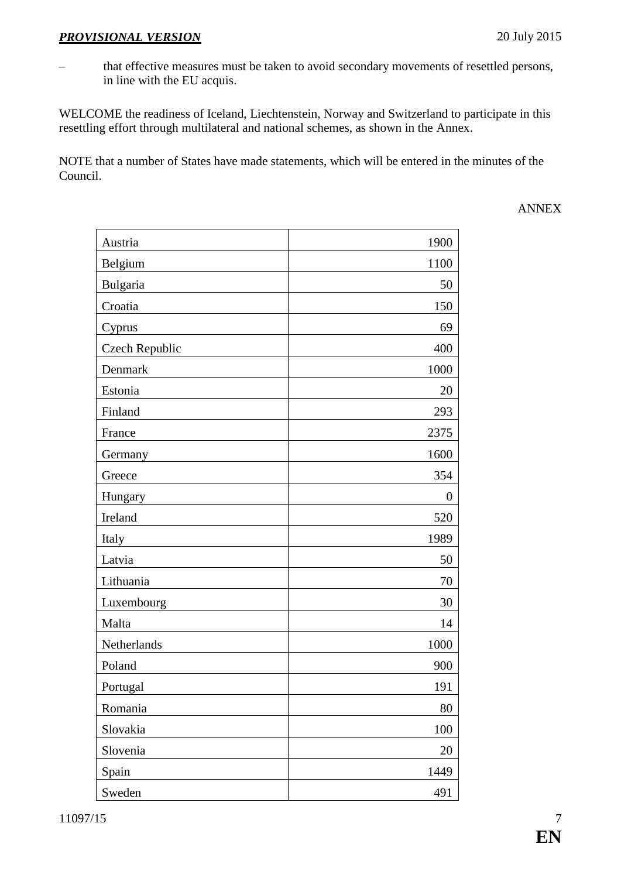– that effective measures must be taken to avoid secondary movements of resettled persons, in line with the EU acquis.

WELCOME the readiness of Iceland, Liechtenstein, Norway and Switzerland to participate in this resettling effort through multilateral and national schemes, as shown in the Annex.

NOTE that a number of States have made statements, which will be entered in the minutes of the Council.

ANNEX

| | |
|---|---:|
| Austria | 1900 |
| Belgium | 1100 |
| Bulgaria | 50 |
| Croatia | 150 |
| Cyprus | 69 |
| Czech Republic | 400 |
| Denmark | 1000 |
| Estonia | 20 |
| Finland | 293 |
| France | 2375 |
| Germany | 1600 |
| Greece | 354 |
| Hungary | 0 |
| Ireland | 520 |
| Italy | 1989 |
| Latvia | 50 |
| Lithuania | 70 |
| Luxembourg | 30 |
| Malta | 14 |
| Netherlands | 1000 |
| Poland | 900 |
| Portugal | 191 |
| Romania | 80 |
| Slovakia | 100 |
| Slovenia | 20 |
| Spain | 1449 |
| Sweden | 491 |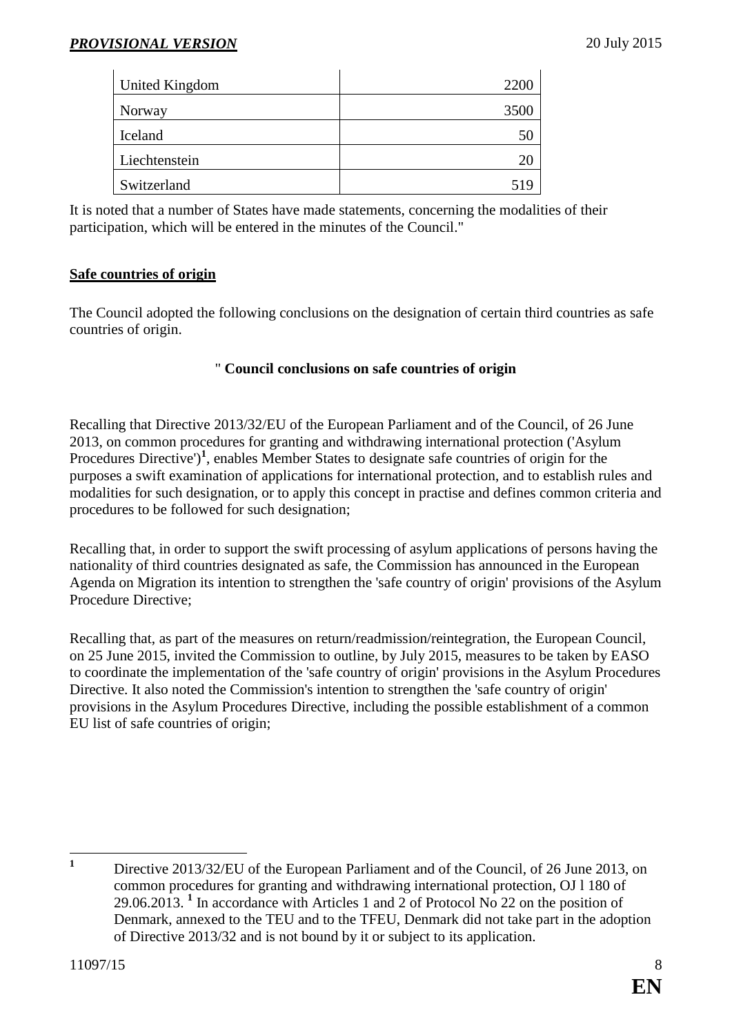| | |
|---|---|
| United Kingdom | 2200 |
| Norway | 3500 |
| Iceland | 50 |
| Liechtenstein | 20 |
| Switzerland | 519 |

It is noted that a number of States have made statements, concerning the modalities of their participation, which will be entered in the minutes of the Council."

**Safe countries of origin**

The Council adopted the following conclusions on the designation of certain third countries as safe countries of origin.

" **Council conclusions on safe countries of origin**

Recalling that Directive 2013/32/EU of the European Parliament and of the Council, of 26 June 2013, on common procedures for granting and withdrawing international protection ('Asylum Procedures Directive')[1], enables Member States to designate safe countries of origin for the purposes a swift examination of applications for international protection, and to establish rules and modalities for such designation, or to apply this concept in practise and defines common criteria and procedures to be followed for such designation;

Recalling that, in order to support the swift processing of asylum applications of persons having the nationality of third countries designated as safe, the Commission has announced in the European Agenda on Migration its intention to strengthen the 'safe country of origin' provisions of the Asylum Procedure Directive;

Recalling that, as part of the measures on return/readmission/reintegration, the European Council, on 25 June 2015, invited the Commission to outline, by July 2015, measures to be taken by EASO to coordinate the implementation of the 'safe country of origin' provisions in the Asylum Procedures Directive. It also noted the Commission's intention to strengthen the 'safe country of origin' provisions in the Asylum Procedures Directive, including the possible establishment of a common EU list of safe countries of origin;

---

[1] Directive 2013/32/EU of the European Parliament and of the Council, of 26 June 2013, on common procedures for granting and withdrawing international protection, OJ l 180 of 29.06.2013. [1] In accordance with Articles 1 and 2 of Protocol No 22 on the position of Denmark, annexed to the TEU and to the TFEU, Denmark did not take part in the adoption of Directive 2013/32 and is not bound by it or subject to its application.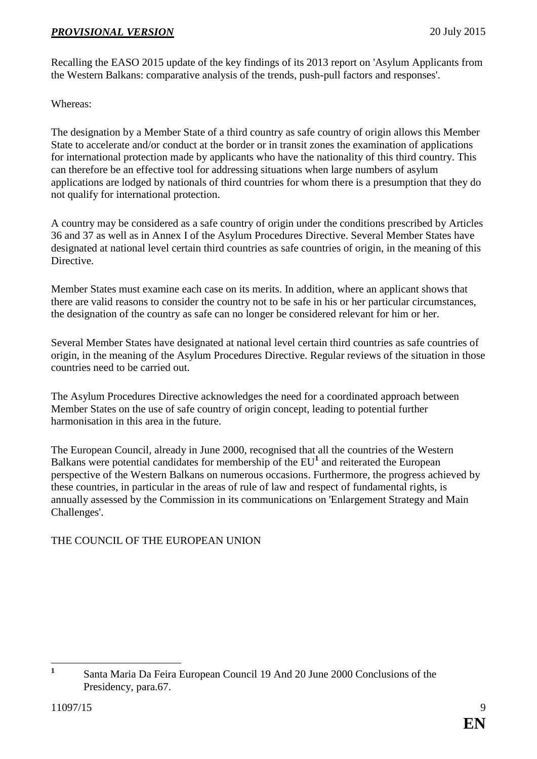Recalling the EASO 2015 update of the key findings of its 2013 report on 'Asylum Applicants from the Western Balkans: comparative analysis of the trends, push-pull factors and responses'.

Whereas:

The designation by a Member State of a third country as safe country of origin allows this Member State to accelerate and/or conduct at the border or in transit zones the examination of applications for international protection made by applicants who have the nationality of this third country. This can therefore be an effective tool for addressing situations when large numbers of asylum applications are lodged by nationals of third countries for whom there is a presumption that they do not qualify for international protection.

A country may be considered as a safe country of origin under the conditions prescribed by Articles 36 and 37 as well as in Annex I of the Asylum Procedures Directive. Several Member States have designated at national level certain third countries as safe countries of origin, in the meaning of this Directive.

Member States must examine each case on its merits. In addition, where an applicant shows that there are valid reasons to consider the country not to be safe in his or her particular circumstances, the designation of the country as safe can no longer be considered relevant for him or her.

Several Member States have designated at national level certain third countries as safe countries of origin, in the meaning of the Asylum Procedures Directive. Regular reviews of the situation in those countries need to be carried out.

The Asylum Procedures Directive acknowledges the need for a coordinated approach between Member States on the use of safe country of origin concept, leading to potential further harmonisation in this area in the future.

The European Council, already in June 2000, recognised that all the countries of the Western Balkans were potential candidates for membership of the EU[1] and reiterated the European perspective of the Western Balkans on numerous occasions. Furthermore, the progress achieved by these countries, in particular in the areas of rule of law and respect of fundamental rights, is annually assessed by the Commission in its communications on 'Enlargement Strategy and Main Challenges'.

THE COUNCIL OF THE EUROPEAN UNION

[1] Santa Maria Da Feira European Council 19 And 20 June 2000 Conclusions of the Presidency, para.67.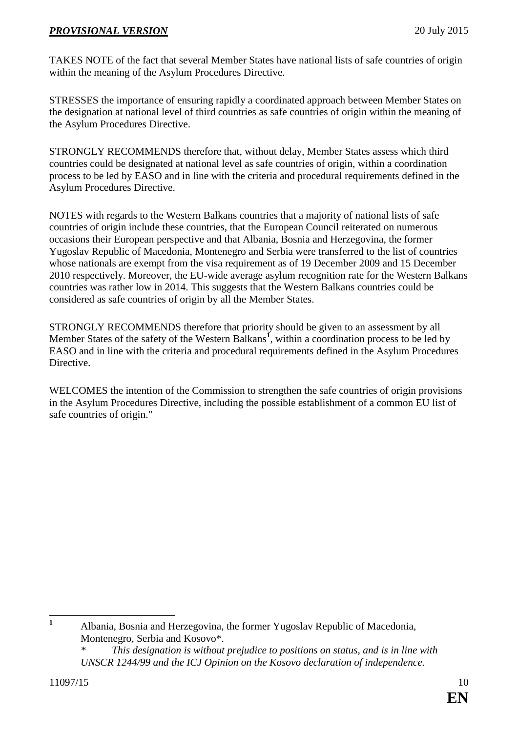TAKES NOTE of the fact that several Member States have national lists of safe countries of origin within the meaning of the Asylum Procedures Directive.

STRESSES the importance of ensuring rapidly a coordinated approach between Member States on the designation at national level of third countries as safe countries of origin within the meaning of the Asylum Procedures Directive.

STRONGLY RECOMMENDS therefore that, without delay, Member States assess which third countries could be designated at national level as safe countries of origin, within a coordination process to be led by EASO and in line with the criteria and procedural requirements defined in the Asylum Procedures Directive.

NOTES with regards to the Western Balkans countries that a majority of national lists of safe countries of origin include these countries, that the European Council reiterated on numerous occasions their European perspective and that Albania, Bosnia and Herzegovina, the former Yugoslav Republic of Macedonia, Montenegro and Serbia were transferred to the list of countries whose nationals are exempt from the visa requirement as of 19 December 2009 and 15 December 2010 respectively. Moreover, the EU-wide average asylum recognition rate for the Western Balkans countries was rather low in 2014. This suggests that the Western Balkans countries could be considered as safe countries of origin by all the Member States.

STRONGLY RECOMMENDS therefore that priority should be given to an assessment by all Member States of the safety of the Western Balkans[1], within a coordination process to be led by EASO and in line with the criteria and procedural requirements defined in the Asylum Procedures Directive.

WELCOMES the intention of the Commission to strengthen the safe countries of origin provisions in the Asylum Procedures Directive, including the possible establishment of a common EU list of safe countries of origin."

---

[1] Albania, Bosnia and Herzegovina, the former Yugoslav Republic of Macedonia, Montenegro, Serbia and Kosovo*.

\* *This designation is without prejudice to positions on status, and is in line with UNSCR 1244/99 and the ICJ Opinion on the Kosovo declaration of independence.*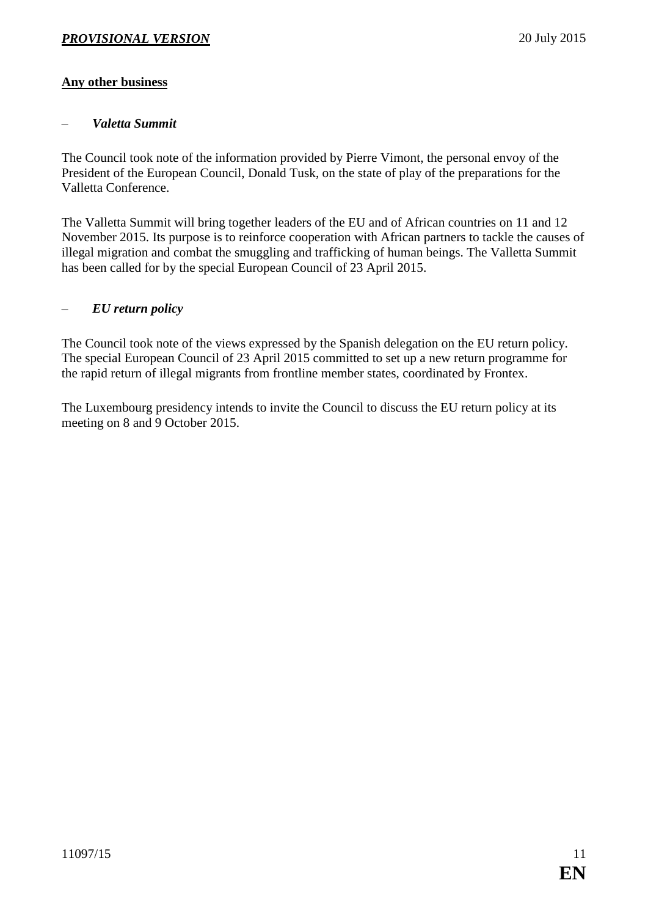## Any other business

– *Valetta Summit*

The Council took note of the information provided by Pierre Vimont, the personal envoy of the President of the European Council, Donald Tusk, on the state of play of the preparations for the Valletta Conference.

The Valletta Summit will bring together leaders of the EU and of African countries on 11 and 12 November 2015. Its purpose is to reinforce cooperation with African partners to tackle the causes of illegal migration and combat the smuggling and trafficking of human beings. The Valletta Summit has been called for by the special European Council of 23 April 2015.

– *EU return policy*

The Council took note of the views expressed by the Spanish delegation on the EU return policy. The special European Council of 23 April 2015 committed to set up a new return programme for the rapid return of illegal migrants from frontline member states, coordinated by Frontex.

The Luxembourg presidency intends to invite the Council to discuss the EU return policy at its meeting on 8 and 9 October 2015.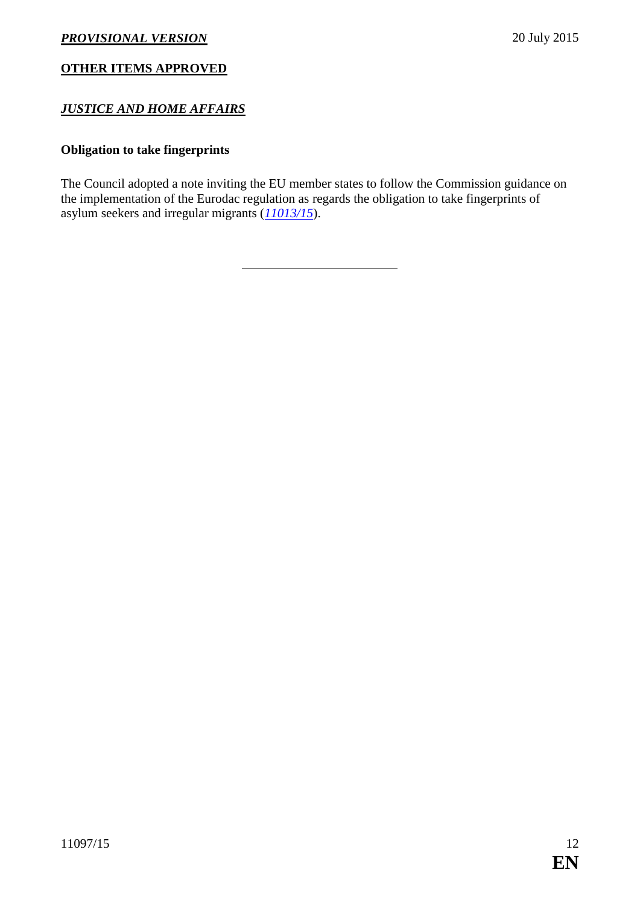## OTHER ITEMS APPROVED

### *JUSTICE AND HOME AFFAIRS*

**Obligation to take fingerprints**

The Council adopted a note inviting the EU member states to follow the Commission guidance on the implementation of the Eurodac regulation as regards the obligation to take fingerprints of asylum seekers and irregular migrants (*11013/15*).